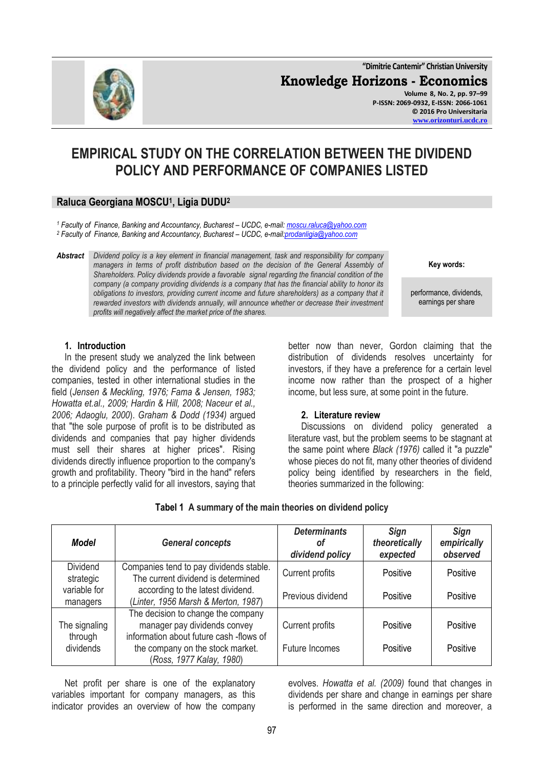# EMPIRICAL STUDY ON THE CORRELATION BETWEEN THE DIVIDEND POLICY AND PERFORMANCE OF COMPANIES LISTED

**Raluca Georgiana MOSCU[1], Ligia DUDU[2]**

[1] *Faculty of Finance, Banking and Accountancy, Bucharest – UCDC, e-mail: moscu.raluca@yahoo.com*
[2] *Faculty of Finance, Banking and Accountancy, Bucharest – UCDC, e-mail:prodanligia@yahoo.com*

**Abstract** *Dividend policy is a key element in financial management, task and responsibility for company managers in terms of profit distribution based on the decision of the General Assembly of Shareholders. Policy dividends provide a favorable signal regarding the financial condition of the company (a company providing dividends is a company that has the financial ability to honor its obligations to investors, providing current income and future shareholders) as a company that it rewarded investors with dividends annually, will announce whether or decrease their investment profits will negatively affect the market price of the shares.*

**Key words:** performance, dividends, earnings per share

## 1. Introduction

In the present study we analyzed the link between the dividend policy and the performance of listed companies, tested in other international studies in the field (*Jensen & Meckling, 1976; Fama & Jensen, 1983; Howatta et.al., 2009; Hardin & Hill, 2008; Naceur et al., 2006; Adaoglu, 2000*). *Graham & Dodd (1934)* argued that "the sole purpose of profit is to be distributed as dividends and companies that pay higher dividends must sell their shares at higher prices". Rising dividends directly influence proportion to the company's growth and profitability. Theory "bird in the hand" refers to a principle perfectly valid for all investors, saying that better now than never, Gordon claiming that the distribution of dividends resolves uncertainty for investors, if they have a preference for a certain level income now rather than the prospect of a higher income, but less sure, at some point in the future.

## 2. Literature review

Discussions on dividend policy generated a literature vast, but the problem seems to be stagnant at the same point where *Black (1976)* called it "a puzzle" whose pieces do not fit, many other theories of dividend policy being identified by researchers in the field, theories summarized in the following:

**Tabel 1 A summary of the main theories on dividend policy**

| *Model* | *General concepts* | *Determinants of dividend policy* | *Sign theoretically expected* | *Sign empirically observed* |
|---|---|---|---|---|
| Dividend strategic variable for managers | Companies tend to pay dividends stable. The current dividend is determined according to the latest dividend. (*Linter, 1956 Marsh & Merton, 1987*) | Current profits | Positive | Positive |
| | | Previous dividend | Positive | Positive |
| The signaling through dividends | The decision to change the company manager pay dividends convey information about future cash -flows of the company on the stock market. (*Ross, 1977 Kalay, 1980*) | Current profits | Positive | Positive |
| | | Future Incomes | Positive | Positive |

Net profit per share is one of the explanatory variables important for company managers, as this indicator provides an overview of how the company evolves. *Howatta et al. (2009)* found that changes in dividends per share and change in earnings per share is performed in the same direction and moreover, a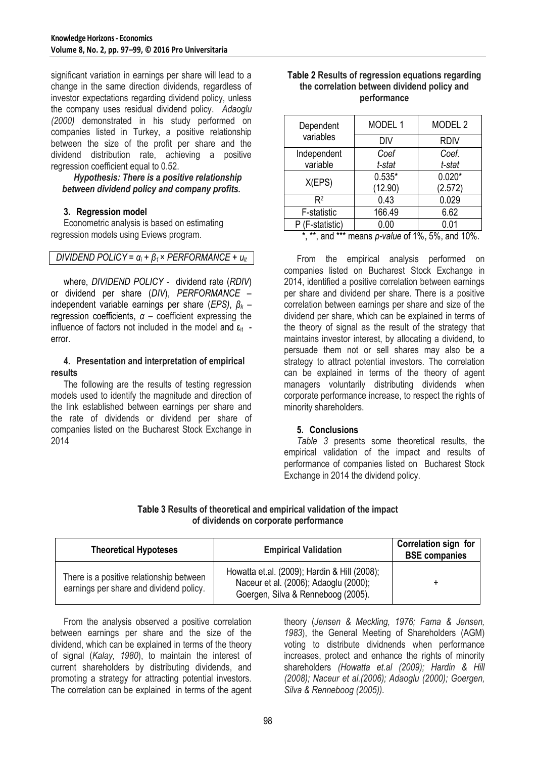significant variation in earnings per share will lead to a change in the same direction dividends, regardless of investor expectations regarding dividend policy, unless the company uses residual dividend policy. *Adaoglu (2000)* demonstrated in his study performed on companies listed in Turkey, a positive relationship between the size of the profit per share and the dividend distribution rate, achieving a positive regression coefficient equal to 0.52.

***Hypothesis: There is a positive relationship between dividend policy and company profits.***

### 3. Regression model

Econometric analysis is based on estimating regression models using Eviews program.

$$DIVIDEND\ POLICY = \alpha_i + \beta_1 \times PERFORMANCE + u_{it}$$

where, *DIVIDEND POLICY* - dividend rate (*RDIV*) or dividend per share (*DIV*), *PERFORMANCE* – independent variable earnings per share (*EPS*), $\beta_k$ – regression coefficients, $\alpha$ – coefficient expressing the influence of factors not included in the model and $\varepsilon_{it}$ - error.

### 4. Presentation and interpretation of empirical results

The following are the results of testing regression models used to identify the magnitude and direction of the link established between earnings per share and the rate of dividends or dividend per share of companies listed on the Bucharest Stock Exchange in 2014

**Table 2 Results of regression equations regarding the correlation between dividend policy and performance**

| Dependent variables | MODEL 1 | MODEL 2 |
|---|---|---|
| | DIV | RDIV |
| Independent variable | *Coef* *t-stat* | *Coef.* *t-stat* |
| X(EPS) | 0.535* (12.90) | 0.020* (2.572) |
| $R^2$ | 0.43 | 0.029 |
| F-statistic | 166.49 | 6.62 |
| P (F-statistic) | 0.00 | 0.01 |

*, **, and *** means *p-value* of 1%, 5%, and 10%.

From the empirical analysis performed on companies listed on Bucharest Stock Exchange in 2014, identified a positive correlation between earnings per share and dividend per share. There is a positive correlation between earnings per share and size of the dividend per share, which can be explained in terms of the theory of signal as the result of the strategy that maintains investor interest, by allocating a dividend, to persuade them not or sell shares may also be a strategy to attract potential investors. The correlation can be explained in terms of the theory of agent managers voluntarily distributing dividends when corporate performance increase, to respect the rights of minority shareholders.

### 5. Conclusions

*Table 3* presents some theoretical results, the empirical validation of the impact and results of performance of companies listed on Bucharest Stock Exchange in 2014 the dividend policy.

**Table 3 Results of theoretical and empirical validation of the impact of dividends on corporate performance**

| Theoretical Hypoteses | Empirical Validation | Correlation sign for BSE companies |
|---|---|---|
| There is a positive relationship between earnings per share and dividend policy. | Howatta et.al. (2009); Hardin & Hill (2008); Naceur et al. (2006); Adaoglu (2000); Goergen, Silva & Renneboog (2005). | + |

From the analysis observed a positive correlation between earnings per share and the size of the dividend, which can be explained in terms of the theory of signal (*Kalay, 1980*), to maintain the interest of current shareholders by distributing dividends, and promoting a strategy for attracting potential investors. The correlation can be explained in terms of the agent theory (*Jensen & Meckling, 1976; Fama & Jensen, 1983*), the General Meeting of Shareholders (AGM) voting to distribute dividnends when performance increases, protect and enhance the rights of minority shareholders *(Howatta et.al (2009); Hardin & Hill (2008); Naceur et al.(2006); Adaoglu (2000); Goergen, Silva & Renneboog (2005)).*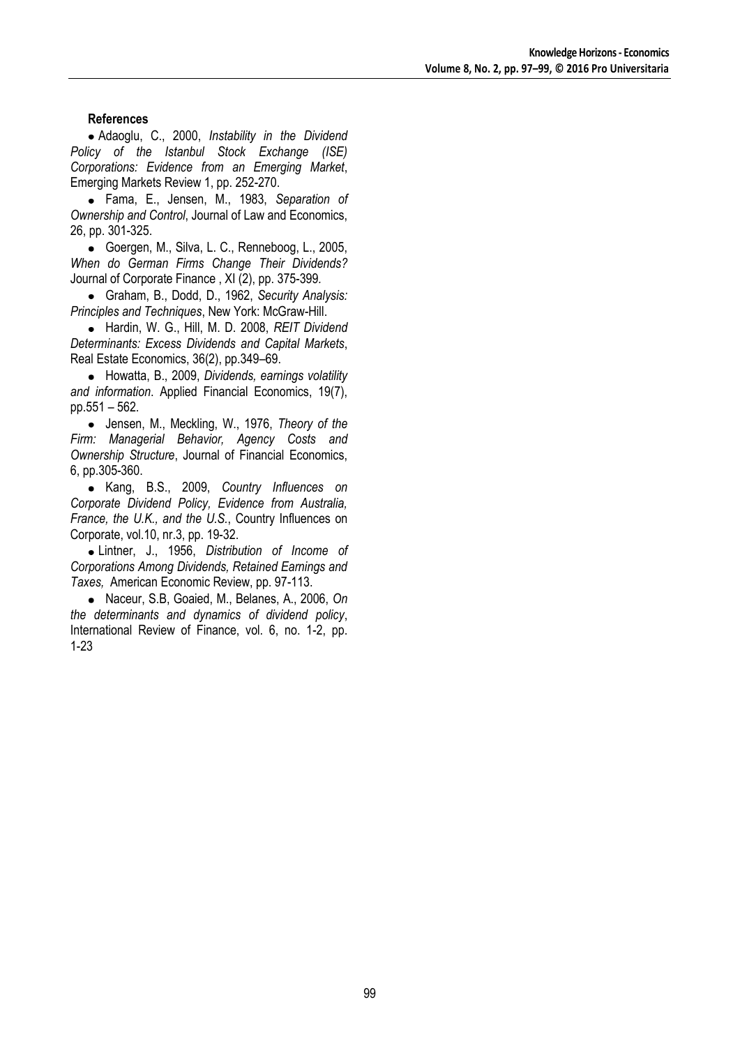**References**

- Adaoglu, C., 2000, *Instability in the Dividend Policy of the Istanbul Stock Exchange (ISE) Corporations: Evidence from an Emerging Market*, Emerging Markets Review 1, pp. 252-270.
- Fama, E., Jensen, M., 1983, *Separation of Ownership and Control*, Journal of Law and Economics, 26, pp. 301-325.
- Goergen, M., Silva, L. C., Renneboog, L., 2005, *When do German Firms Change Their Dividends?* Journal of Corporate Finance , XI (2), pp. 375-399.
- Graham, B., Dodd, D., 1962, *Security Analysis: Principles and Techniques*, New York: McGraw-Hill.
- Hardin, W. G., Hill, M. D. 2008, *REIT Dividend Determinants: Excess Dividends and Capital Markets*, Real Estate Economics, 36(2), pp.349–69.
- Howatta, B., 2009, *Dividends, earnings volatility and information*. Applied Financial Economics, 19(7), pp.551 – 562.
- Jensen, M., Meckling, W., 1976, *Theory of the Firm: Managerial Behavior, Agency Costs and Ownership Structure*, Journal of Financial Economics, 6, pp.305-360.
- Kang, B.S., 2009, *Country Influences on Corporate Dividend Policy, Evidence from Australia, France, the U.K., and the U.S.*, Country Influences on Corporate, vol.10, nr.3, pp. 19-32.
- Lintner, J., 1956, *Distribution of Income of Corporations Among Dividends, Retained Earnings and Taxes,* American Economic Review, pp. 97-113.
- Naceur, S.B, Goaied, M., Belanes, A., 2006, *On the determinants and dynamics of dividend policy*, International Review of Finance, vol. 6, no. 1-2, pp. 1-23